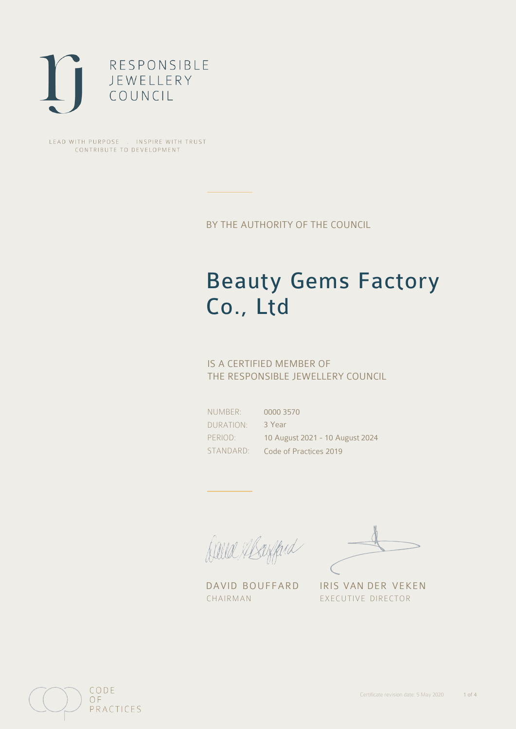RESPONSIBLE
JEWELLERY
COUNCIL

LEAD WITH PURPOSE . INSPIRE WITH TRUST
CONTRIBUTE TO DEVELOPMENT

BY THE AUTHORITY OF THE COUNCIL

# Beauty Gems Factory Co., Ltd

IS A CERTIFIED MEMBER OF
THE RESPONSIBLE JEWELLERY COUNCIL

| | |
|---|---|
| NUMBER: | 0000 3570 |
| DURATION: | 3 Year |
| PERIOD: | 10 August 2021 - 10 August 2024 |
| STANDARD: | Code of Practices 2019 |

DAVID BOUFFARD
CHAIRMAN

IRIS VAN DER VEKEN
EXECUTIVE DIRECTOR

CODE
OF
PRACTICES

Certificate revision date: 5 May 2020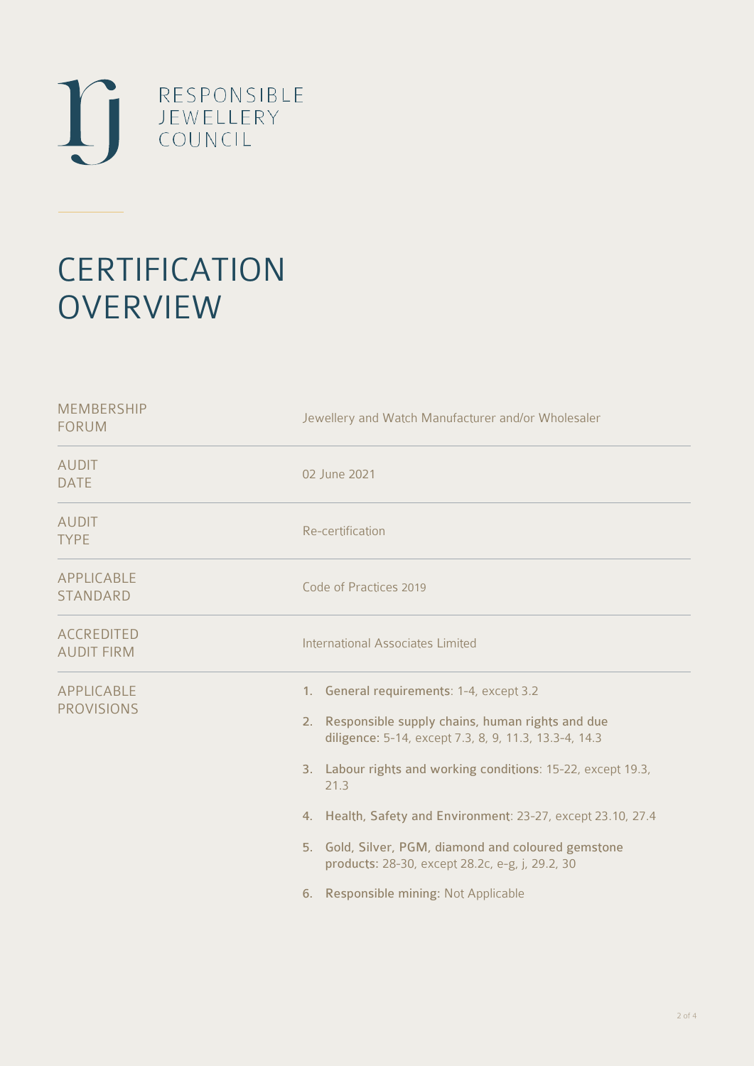RESPONSIBLE
JEWELLERY
COUNCIL

# CERTIFICATION OVERVIEW

| | |
|---|---|
| MEMBERSHIP FORUM | Jewellery and Watch Manufacturer and/or Wholesaler |
| AUDIT DATE | 02 June 2021 |
| AUDIT TYPE | Re-certification |
| APPLICABLE STANDARD | Code of Practices 2019 |
| ACCREDITED AUDIT FIRM | International Associates Limited |
| APPLICABLE PROVISIONS | 1. **General requirements**: 1-4, except 3.2<br>2. **Responsible supply chains, human rights and due diligence**: 5-14, except 7.3, 8, 9, 11.3, 13.3-4, 14.3<br>3. **Labour rights and working conditions**: 15-22, except 19.3, 21.3<br>4. **Health, Safety and Environment**: 23-27, except 23.10, 27.4<br>5. **Gold, Silver, PGM, diamond and coloured gemstone products**: 28-30, except 28.2c, e-g, j, 29.2, 30<br>6. **Responsible mining**: Not Applicable |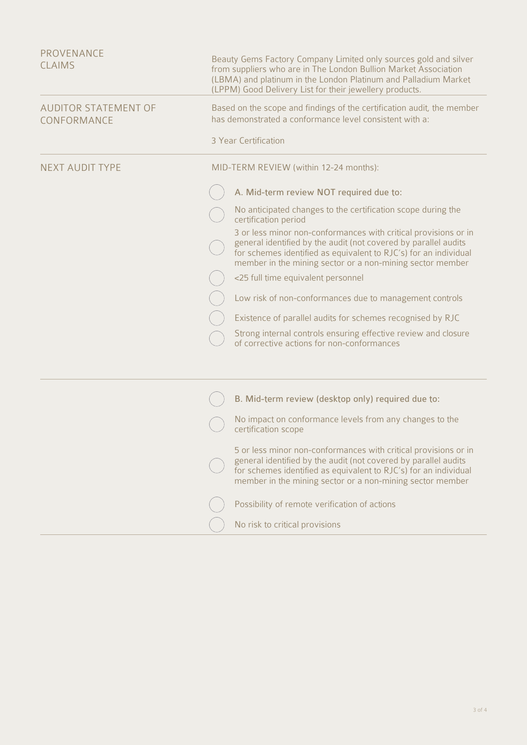| | |
|---|---|
| PROVENANCE CLAIMS | Beauty Gems Factory Company Limited only sources gold and silver from suppliers who are in The London Bullion Market Association (LBMA) and platinum in the London Platinum and Palladium Market (LPPM) Good Delivery List for their jewellery products. |
| AUDITOR STATEMENT OF CONFORMANCE | Based on the scope and findings of the certification audit, the member has demonstrated a conformance level consistent with a:<br><br>3 Year Certification |
| NEXT AUDIT TYPE | MID-TERM REVIEW (within 12-24 months):<br><br>◯ A. Mid-term review NOT required due to:<br>◯ No anticipated changes to the certification scope during the certification period<br>◯ 3 or less minor non-conformances with critical provisions or in general identified by the audit (not covered by parallel audits for schemes identified as equivalent to RJC's) for an individual member in the mining sector or a non-mining sector member<br>◯ <25 full time equivalent personnel<br>◯ Low risk of non-conformances due to management controls<br>◯ Existence of parallel audits for schemes recognised by RJC<br>◯ Strong internal controls ensuring effective review and closure of corrective actions for non-conformances |
| | ◯ B. Mid-term review (desktop only) required due to:<br>◯ No impact on conformance levels from any changes to the certification scope<br>◯ 5 or less minor non-conformances with critical provisions or in general identified by the audit (not covered by parallel audits for schemes identified as equivalent to RJC's) for an individual member in the mining sector or a non-mining sector member<br>◯ Possibility of remote verification of actions<br>◯ No risk to critical provisions |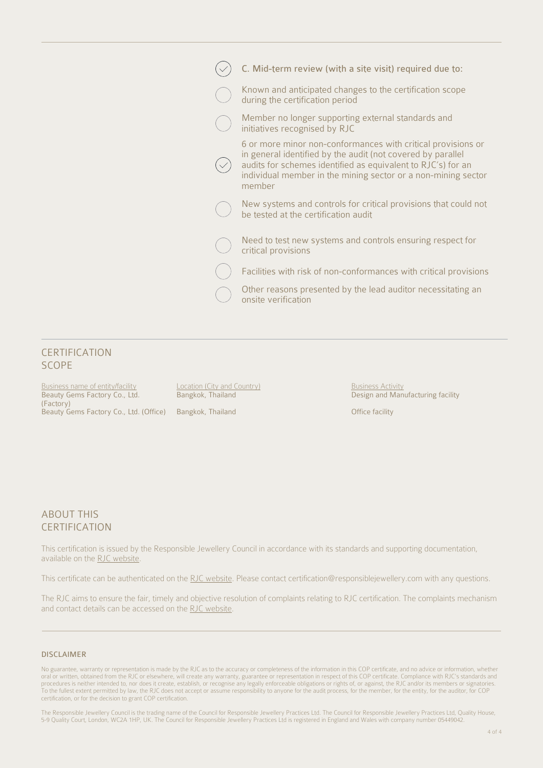- [x] C. Mid-term review (with a site visit) required due to:
- [ ] Known and anticipated changes to the certification scope during the certification period
- [ ] Member no longer supporting external standards and initiatives recognised by RJC
- [x] 6 or more minor non-conformances with critical provisions or in general identified by the audit (not covered by parallel audits for schemes identified as equivalent to RJC's) for an individual member in the mining sector or a non-mining sector member
- [ ] New systems and controls for critical provisions that could not be tested at the certification audit
- [ ] Need to test new systems and controls ensuring respect for critical provisions
- [ ] Facilities with risk of non-conformances with critical provisions
- [ ] Other reasons presented by the lead auditor necessitating an onsite verification

## CERTIFICATION SCOPE

| Business name of entity/facility | Location (City and Country) | Business Activity |
|---|---|---|
| Beauty Gems Factory Co., Ltd. (Factory) | Bangkok, Thailand | Design and Manufacturing facility |
| Beauty Gems Factory Co., Ltd. (Office) | Bangkok, Thailand | Office facility |

## ABOUT THIS CERTIFICATION

This certification is issued by the Responsible Jewellery Council in accordance with its standards and supporting documentation, available on the RJC website.

This certificate can be authenticated on the RJC website. Please contact certification@responsiblejewellery.com with any questions.

The RJC aims to ensure the fair, timely and objective resolution of complaints relating to RJC certification. The complaints mechanism and contact details can be accessed on the RJC website.

### DISCLAIMER

No guarantee, warranty or representation is made by the RJC as to the accuracy or completeness of the information in this COP certificate, and no advice or information, whether oral or written, obtained from the RJC or elsewhere, will create any warranty, guarantee or representation in respect of this COP certificate. Compliance with RJC's standards and procedures is neither intended to, nor does it create, establish, or recognise any legally enforceable obligations or rights of, or against, the RJC and/or its members or signatories. To the fullest extent permitted by law, the RJC does not accept or assume responsibility to anyone for the audit process, for the member, for the entity, for the auditor, for COP certification, or for the decision to grant COP certification.

The Responsible Jewellery Council is the trading name of the Council for Responsible Jewellery Practices Ltd. The Council for Responsible Jewellery Practices Ltd, Quality House, 5-9 Quality Court, London, WC2A 1HP, UK. The Council for Responsible Jewellery Practices Ltd is registered in England and Wales with company number 05449042.